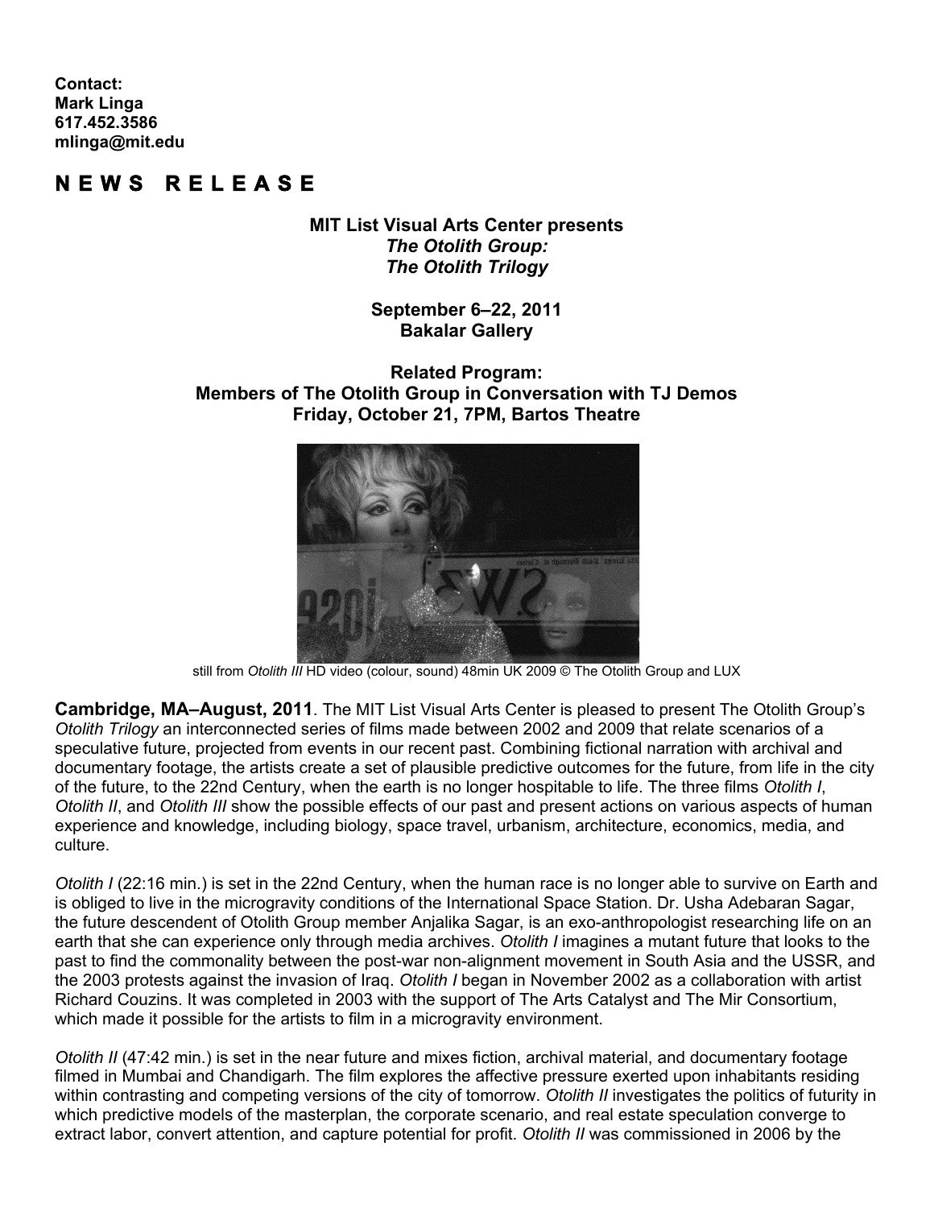**Contact:**
**Mark Linga**
**617.452.3586**
**mlinga@mit.edu**

# N E W S   R E L E A S E

**MIT List Visual Arts Center presents**
***The Otolith Group:***
***The Otolith Trilogy***

**September 6–22, 2011**
**Bakalar Gallery**

**Related Program:**
**Members of The Otolith Group in Conversation with TJ Demos**
**Friday, October 21, 7PM, Bartos Theatre**

still from *Otolith III* HD video (colour, sound) 48min UK 2009 © The Otolith Group and LUX

**Cambridge, MA–August, 2011**. The MIT List Visual Arts Center is pleased to present The Otolith Group's *Otolith Trilogy* an interconnected series of films made between 2002 and 2009 that relate scenarios of a speculative future, projected from events in our recent past. Combining fictional narration with archival and documentary footage, the artists create a set of plausible predictive outcomes for the future, from life in the city of the future, to the 22nd Century, when the earth is no longer hospitable to life. The three films *Otolith I*, *Otolith II*, and *Otolith III* show the possible effects of our past and present actions on various aspects of human experience and knowledge, including biology, space travel, urbanism, architecture, economics, media, and culture.

*Otolith I* (22:16 min.) is set in the 22nd Century, when the human race is no longer able to survive on Earth and is obliged to live in the microgravity conditions of the International Space Station. Dr. Usha Adebaran Sagar, the future descendent of Otolith Group member Anjalika Sagar, is an exo-anthropologist researching life on an earth that she can experience only through media archives. *Otolith I* imagines a mutant future that looks to the past to find the commonality between the post-war non-alignment movement in South Asia and the USSR, and the 2003 protests against the invasion of Iraq. *Otolith I* began in November 2002 as a collaboration with artist Richard Couzins. It was completed in 2003 with the support of The Arts Catalyst and The Mir Consortium, which made it possible for the artists to film in a microgravity environment.

*Otolith II* (47:42 min.) is set in the near future and mixes fiction, archival material, and documentary footage filmed in Mumbai and Chandigarh. The film explores the affective pressure exerted upon inhabitants residing within contrasting and competing versions of the city of tomorrow. *Otolith II* investigates the politics of futurity in which predictive models of the masterplan, the corporate scenario, and real estate speculation converge to extract labor, convert attention, and capture potential for profit. *Otolith II* was commissioned in 2006 by the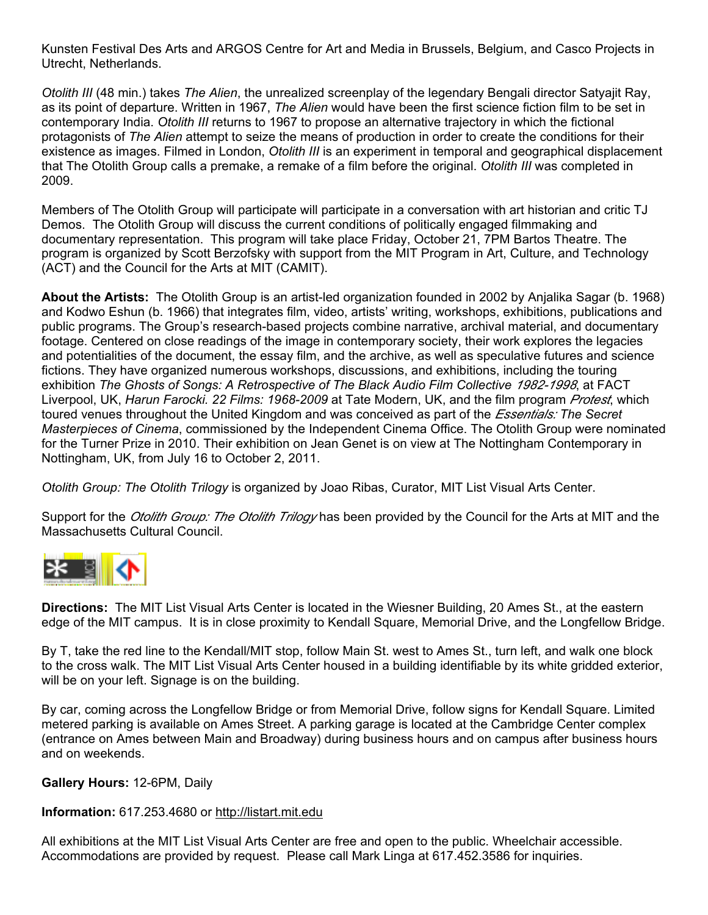Kunsten Festival Des Arts and ARGOS Centre for Art and Media in Brussels, Belgium, and Casco Projects in Utrecht, Netherlands.

*Otolith III* (48 min.) takes *The Alien*, the unrealized screenplay of the legendary Bengali director Satyajit Ray, as its point of departure. Written in 1967, *The Alien* would have been the first science fiction film to be set in contemporary India. *Otolith III* returns to 1967 to propose an alternative trajectory in which the fictional protagonists of *The Alien* attempt to seize the means of production in order to create the conditions for their existence as images. Filmed in London, *Otolith III* is an experiment in temporal and geographical displacement that The Otolith Group calls a premake, a remake of a film before the original. *Otolith III* was completed in 2009.

Members of The Otolith Group will participate will participate in a conversation with art historian and critic TJ Demos. The Otolith Group will discuss the current conditions of politically engaged filmmaking and documentary representation. This program will take place Friday, October 21, 7PM Bartos Theatre. The program is organized by Scott Berzofsky with support from the MIT Program in Art, Culture, and Technology (ACT) and the Council for the Arts at MIT (CAMIT).

**About the Artists:** The Otolith Group is an artist-led organization founded in 2002 by Anjalika Sagar (b. 1968) and Kodwo Eshun (b. 1966) that integrates film, video, artists' writing, workshops, exhibitions, publications and public programs. The Group's research-based projects combine narrative, archival material, and documentary footage. Centered on close readings of the image in contemporary society, their work explores the legacies and potentialities of the document, the essay film, and the archive, as well as speculative futures and science fictions. They have organized numerous workshops, discussions, and exhibitions, including the touring exhibition *The Ghosts of Songs: A Retrospective of The Black Audio Film Collective 1982-1998*, at FACT Liverpool, UK, *Harun Farocki. 22 Films: 1968-2009* at Tate Modern, UK, and the film program *Protest*, which toured venues throughout the United Kingdom and was conceived as part of the *Essentials: The Secret Masterpieces of Cinema*, commissioned by the Independent Cinema Office. The Otolith Group were nominated for the Turner Prize in 2010. Their exhibition on Jean Genet is on view at The Nottingham Contemporary in Nottingham, UK, from July 16 to October 2, 2011.

*Otolith Group: The Otolith Trilogy* is organized by Joao Ribas, Curator, MIT List Visual Arts Center.

Support for the *Otolith Group: The Otolith Trilogy* has been provided by the Council for the Arts at MIT and the Massachusetts Cultural Council.

**Directions:** The MIT List Visual Arts Center is located in the Wiesner Building, 20 Ames St., at the eastern edge of the MIT campus. It is in close proximity to Kendall Square, Memorial Drive, and the Longfellow Bridge.

By T, take the red line to the Kendall/MIT stop, follow Main St. west to Ames St., turn left, and walk one block to the cross walk. The MIT List Visual Arts Center housed in a building identifiable by its white gridded exterior, will be on your left. Signage is on the building.

By car, coming across the Longfellow Bridge or from Memorial Drive, follow signs for Kendall Square. Limited metered parking is available on Ames Street. A parking garage is located at the Cambridge Center complex (entrance on Ames between Main and Broadway) during business hours and on campus after business hours and on weekends.

**Gallery Hours:** 12-6PM, Daily

**Information:** 617.253.4680 or http://listart.mit.edu

All exhibitions at the MIT List Visual Arts Center are free and open to the public. Wheelchair accessible. Accommodations are provided by request. Please call Mark Linga at 617.452.3586 for inquiries.